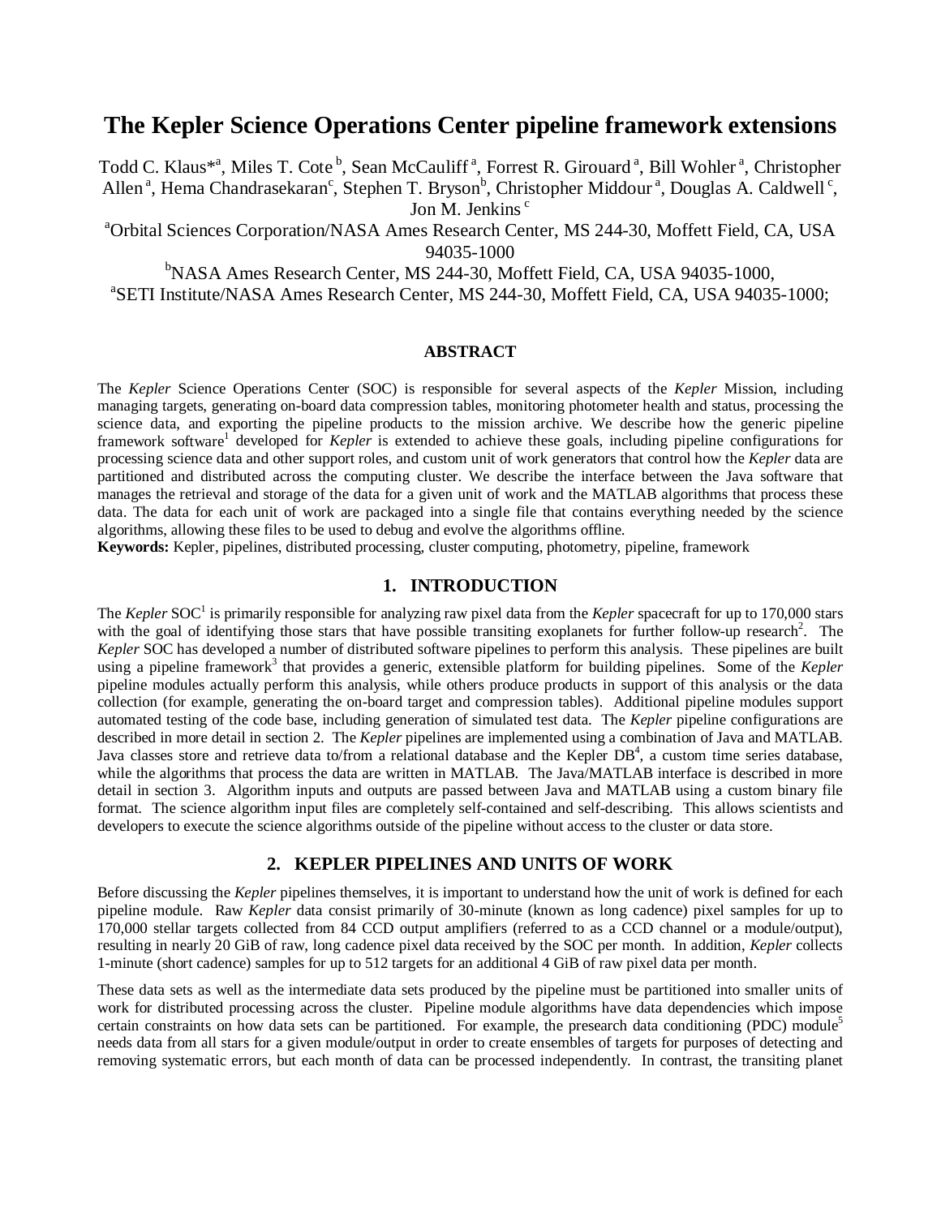# The Kepler Science Operations Center pipeline framework extensions

Todd C. Klaus*[a], Miles T. Cote[b], Sean McCauliff[a], Forrest R. Girouard[a], Bill Wohler[a], Christopher Allen[a], Hema Chandrasekaran[c], Stephen T. Bryson[b], Christopher Middour[a], Douglas A. Caldwell[c], Jon M. Jenkins[c]

[a]Orbital Sciences Corporation/NASA Ames Research Center, MS 244-30, Moffett Field, CA, USA 94035-1000

[b]NASA Ames Research Center, MS 244-30, Moffett Field, CA, USA 94035-1000,

[a]SETI Institute/NASA Ames Research Center, MS 244-30, Moffett Field, CA, USA 94035-1000;

## ABSTRACT

The *Kepler* Science Operations Center (SOC) is responsible for several aspects of the *Kepler* Mission, including managing targets, generating on-board data compression tables, monitoring photometer health and status, processing the science data, and exporting the pipeline products to the mission archive. We describe how the generic pipeline framework software[1] developed for *Kepler* is extended to achieve these goals, including pipeline configurations for processing science data and other support roles, and custom unit of work generators that control how the *Kepler* data are partitioned and distributed across the computing cluster. We describe the interface between the Java software that manages the retrieval and storage of the data for a given unit of work and the MATLAB algorithms that process these data. The data for each unit of work are packaged into a single file that contains everything needed by the science algorithms, allowing these files to be used to debug and evolve the algorithms offline.

**Keywords:** Kepler, pipelines, distributed processing, cluster computing, photometry, pipeline, framework

## 1. INTRODUCTION

The *Kepler* SOC[1] is primarily responsible for analyzing raw pixel data from the *Kepler* spacecraft for up to 170,000 stars with the goal of identifying those stars that have possible transiting exoplanets for further follow-up research[2]. The *Kepler* SOC has developed a number of distributed software pipelines to perform this analysis. These pipelines are built using a pipeline framework[3] that provides a generic, extensible platform for building pipelines. Some of the *Kepler* pipeline modules actually perform this analysis, while others produce products in support of this analysis or the data collection (for example, generating the on-board target and compression tables). Additional pipeline modules support automated testing of the code base, including generation of simulated test data. The *Kepler* pipeline configurations are described in more detail in section 2. The *Kepler* pipelines are implemented using a combination of Java and MATLAB. Java classes store and retrieve data to/from a relational database and the Kepler DB[4], a custom time series database, while the algorithms that process the data are written in MATLAB. The Java/MATLAB interface is described in more detail in section 3. Algorithm inputs and outputs are passed between Java and MATLAB using a custom binary file format. The science algorithm input files are completely self-contained and self-describing. This allows scientists and developers to execute the science algorithms outside of the pipeline without access to the cluster or data store.

## 2. KEPLER PIPELINES AND UNITS OF WORK

Before discussing the *Kepler* pipelines themselves, it is important to understand how the unit of work is defined for each pipeline module. Raw *Kepler* data consist primarily of 30-minute (known as long cadence) pixel samples for up to 170,000 stellar targets collected from 84 CCD output amplifiers (referred to as a CCD channel or a module/output), resulting in nearly 20 GiB of raw, long cadence pixel data received by the SOC per month. In addition, *Kepler* collects 1-minute (short cadence) samples for up to 512 targets for an additional 4 GiB of raw pixel data per month.

These data sets as well as the intermediate data sets produced by the pipeline must be partitioned into smaller units of work for distributed processing across the cluster. Pipeline module algorithms have data dependencies which impose certain constraints on how data sets can be partitioned. For example, the presearch data conditioning (PDC) module[5] needs data from all stars for a given module/output in order to create ensembles of targets for purposes of detecting and removing systematic errors, but each month of data can be processed independently. In contrast, the transiting planet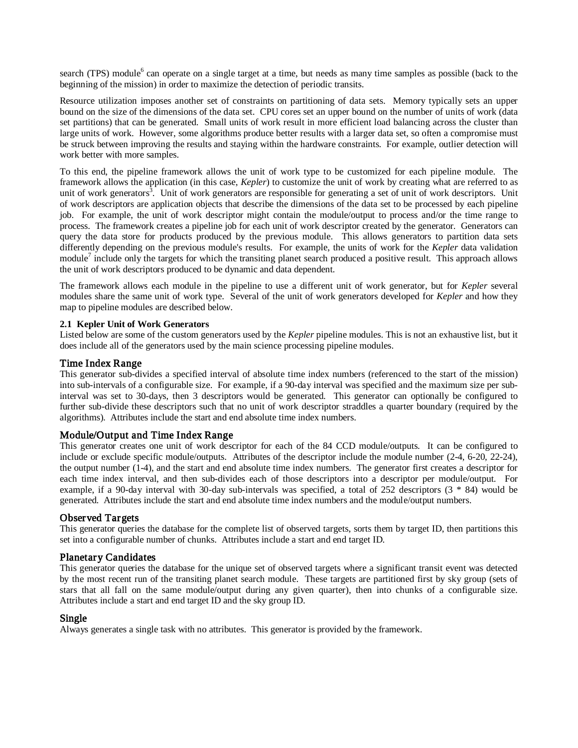search (TPS) module[6] can operate on a single target at a time, but needs as many time samples as possible (back to the beginning of the mission) in order to maximize the detection of periodic transits.

Resource utilization imposes another set of constraints on partitioning of data sets. Memory typically sets an upper bound on the size of the dimensions of the data set. CPU cores set an upper bound on the number of units of work (data set partitions) that can be generated. Small units of work result in more efficient load balancing across the cluster than large units of work. However, some algorithms produce better results with a larger data set, so often a compromise must be struck between improving the results and staying within the hardware constraints. For example, outlier detection will work better with more samples.

To this end, the pipeline framework allows the unit of work type to be customized for each pipeline module. The framework allows the application (in this case, *Kepler*) to customize the unit of work by creating what are referred to as unit of work generators[3]. Unit of work generators are responsible for generating a set of unit of work descriptors. Unit of work descriptors are application objects that describe the dimensions of the data set to be processed by each pipeline job. For example, the unit of work descriptor might contain the module/output to process and/or the time range to process. The framework creates a pipeline job for each unit of work descriptor created by the generator. Generators can query the data store for products produced by the previous module. This allows generators to partition data sets differently depending on the previous module's results. For example, the units of work for the *Kepler* data validation module[7] include only the targets for which the transiting planet search produced a positive result. This approach allows the unit of work descriptors produced to be dynamic and data dependent.

The framework allows each module in the pipeline to use a different unit of work generator, but for *Kepler* several modules share the same unit of work type. Several of the unit of work generators developed for *Kepler* and how they map to pipeline modules are described below.

### 2.1 Kepler Unit of Work Generators

Listed below are some of the custom generators used by the *Kepler* pipeline modules. This is not an exhaustive list, but it does include all of the generators used by the main science processing pipeline modules.

#### Time Index Range

This generator sub-divides a specified interval of absolute time index numbers (referenced to the start of the mission) into sub-intervals of a configurable size. For example, if a 90-day interval was specified and the maximum size per sub-interval was set to 30-days, then 3 descriptors would be generated. This generator can optionally be configured to further sub-divide these descriptors such that no unit of work descriptor straddles a quarter boundary (required by the algorithms). Attributes include the start and end absolute time index numbers.

#### Module/Output and Time Index Range

This generator creates one unit of work descriptor for each of the 84 CCD module/outputs. It can be configured to include or exclude specific module/outputs. Attributes of the descriptor include the module number (2-4, 6-20, 22-24), the output number (1-4), and the start and end absolute time index numbers. The generator first creates a descriptor for each time index interval, and then sub-divides each of those descriptors into a descriptor per module/output. For example, if a 90-day interval with 30-day sub-intervals was specified, a total of 252 descriptors (3 * 84) would be generated. Attributes include the start and end absolute time index numbers and the module/output numbers.

#### Observed Targets

This generator queries the database for the complete list of observed targets, sorts them by target ID, then partitions this set into a configurable number of chunks. Attributes include a start and end target ID.

#### Planetary Candidates

This generator queries the database for the unique set of observed targets where a significant transit event was detected by the most recent run of the transiting planet search module. These targets are partitioned first by sky group (sets of stars that all fall on the same module/output during any given quarter), then into chunks of a configurable size. Attributes include a start and end target ID and the sky group ID.

#### Single

Always generates a single task with no attributes. This generator is provided by the framework.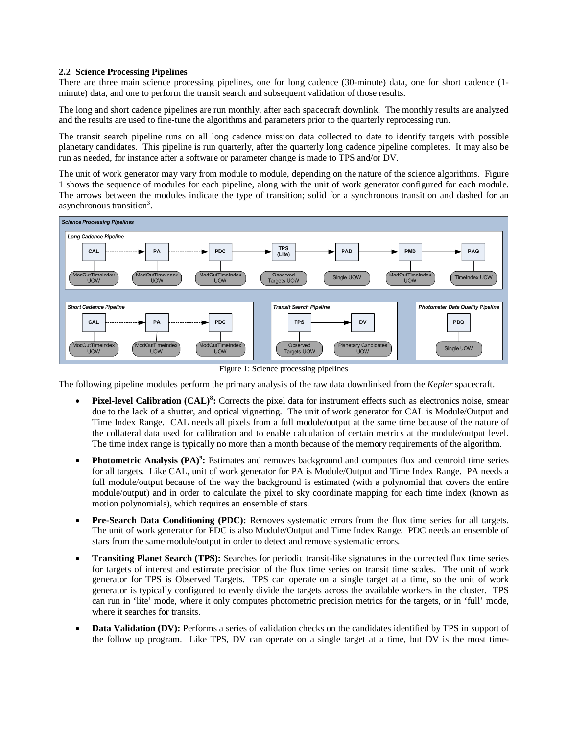### 2.2 Science Processing Pipelines

There are three main science processing pipelines, one for long cadence (30-minute) data, one for short cadence (1-minute) data, and one to perform the transit search and subsequent validation of those results.

The long and short cadence pipelines are run monthly, after each spacecraft downlink. The monthly results are analyzed and the results are used to fine-tune the algorithms and parameters prior to the quarterly reprocessing run.

The transit search pipeline runs on all long cadence mission data collected to date to identify targets with possible planetary candidates. This pipeline is run quarterly, after the quarterly long cadence pipeline completes. It may also be run as needed, for instance after a software or parameter change is made to TPS and/or DV.

The unit of work generator may vary from module to module, depending on the nature of the science algorithms. Figure 1 shows the sequence of modules for each pipeline, along with the unit of work generator configured for each module. The arrows between the modules indicate the type of transition; solid for a synchronous transition and dashed for an asynchronous transition[3].

Figure 1: Science processing pipelines

The following pipeline modules perform the primary analysis of the raw data downlinked from the *Kepler* spacecraft.

- **Pixel-level Calibration (CAL)[8]:** Corrects the pixel data for instrument effects such as electronics noise, smear due to the lack of a shutter, and optical vignetting. The unit of work generator for CAL is Module/Output and Time Index Range. CAL needs all pixels from a full module/output at the same time because of the nature of the collateral data used for calibration and to enable calculation of certain metrics at the module/output level. The time index range is typically no more than a month because of the memory requirements of the algorithm.
- **Photometric Analysis (PA)[9]:** Estimates and removes background and computes flux and centroid time series for all targets. Like CAL, unit of work generator for PA is Module/Output and Time Index Range. PA needs a full module/output because of the way the background is estimated (with a polynomial that covers the entire module/output) and in order to calculate the pixel to sky coordinate mapping for each time index (known as motion polynomials), which requires an ensemble of stars.
- **Pre-Search Data Conditioning (PDC):** Removes systematic errors from the flux time series for all targets. The unit of work generator for PDC is also Module/Output and Time Index Range. PDC needs an ensemble of stars from the same module/output in order to detect and remove systematic errors.
- **Transiting Planet Search (TPS):** Searches for periodic transit-like signatures in the corrected flux time series for targets of interest and estimate precision of the flux time series on transit time scales. The unit of work generator for TPS is Observed Targets. TPS can operate on a single target at a time, so the unit of work generator is typically configured to evenly divide the targets across the available workers in the cluster. TPS can run in 'lite' mode, where it only computes photometric precision metrics for the targets, or in 'full' mode, where it searches for transits.
- **Data Validation (DV):** Performs a series of validation checks on the candidates identified by TPS in support of the follow up program. Like TPS, DV can operate on a single target at a time, but DV is the most time-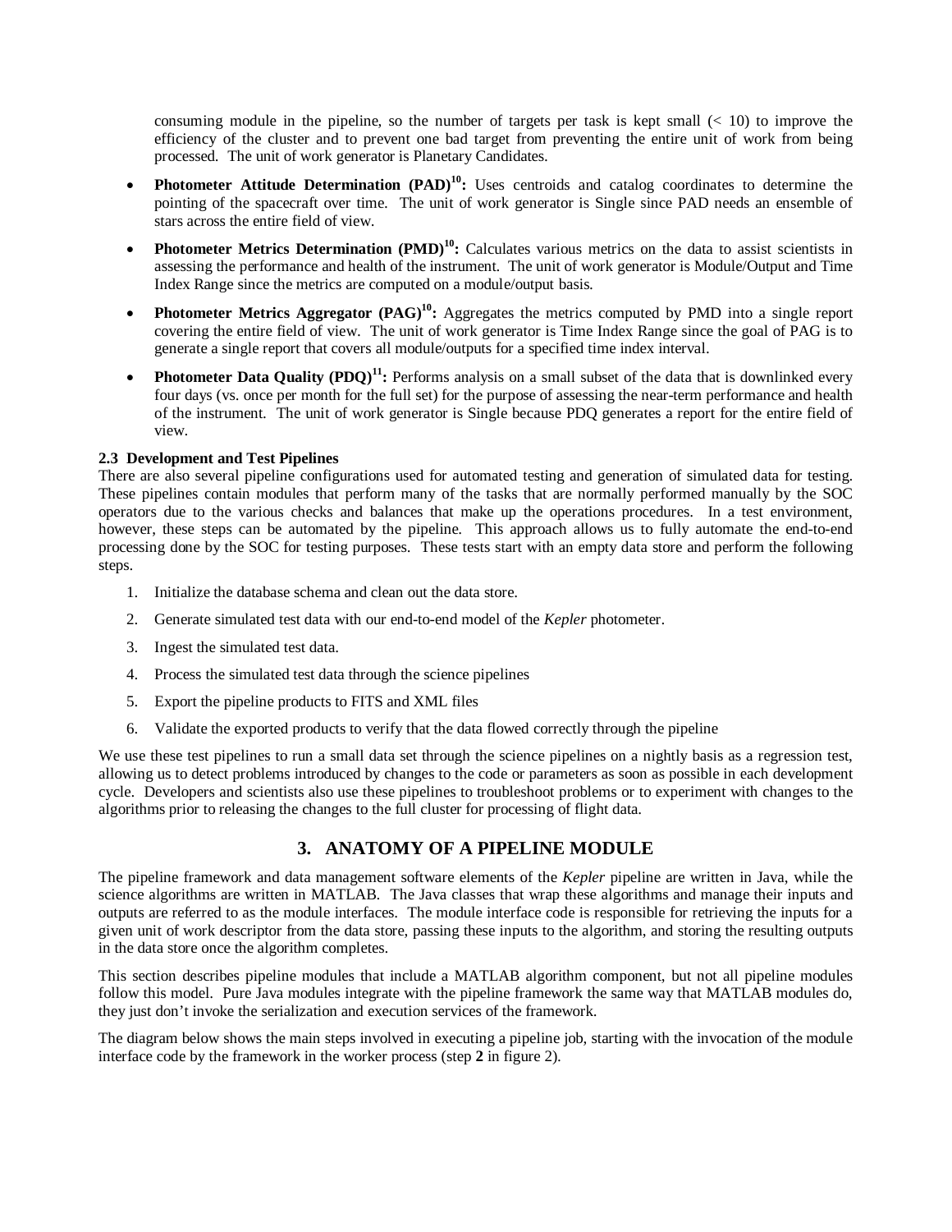consuming module in the pipeline, so the number of targets per task is kept small (< 10) to improve the efficiency of the cluster and to prevent one bad target from preventing the entire unit of work from being processed. The unit of work generator is Planetary Candidates.

- **Photometer Attitude Determination (PAD)[10]:** Uses centroids and catalog coordinates to determine the pointing of the spacecraft over time. The unit of work generator is Single since PAD needs an ensemble of stars across the entire field of view.
- **Photometer Metrics Determination (PMD)[10]:** Calculates various metrics on the data to assist scientists in assessing the performance and health of the instrument. The unit of work generator is Module/Output and Time Index Range since the metrics are computed on a module/output basis.
- **Photometer Metrics Aggregator (PAG)[10]:** Aggregates the metrics computed by PMD into a single report covering the entire field of view. The unit of work generator is Time Index Range since the goal of PAG is to generate a single report that covers all module/outputs for a specified time index interval.
- **Photometer Data Quality (PDQ)[11]:** Performs analysis on a small subset of the data that is downlinked every four days (vs. once per month for the full set) for the purpose of assessing the near-term performance and health of the instrument. The unit of work generator is Single because PDQ generates a report for the entire field of view.

### 2.3 Development and Test Pipelines

There are also several pipeline configurations used for automated testing and generation of simulated data for testing. These pipelines contain modules that perform many of the tasks that are normally performed manually by the SOC operators due to the various checks and balances that make up the operations procedures. In a test environment, however, these steps can be automated by the pipeline. This approach allows us to fully automate the end-to-end processing done by the SOC for testing purposes. These tests start with an empty data store and perform the following steps.

1. Initialize the database schema and clean out the data store.
2. Generate simulated test data with our end-to-end model of the *Kepler* photometer.
3. Ingest the simulated test data.
4. Process the simulated test data through the science pipelines
5. Export the pipeline products to FITS and XML files
6. Validate the exported products to verify that the data flowed correctly through the pipeline

We use these test pipelines to run a small data set through the science pipelines on a nightly basis as a regression test, allowing us to detect problems introduced by changes to the code or parameters as soon as possible in each development cycle. Developers and scientists also use these pipelines to troubleshoot problems or to experiment with changes to the algorithms prior to releasing the changes to the full cluster for processing of flight data.

## 3. ANATOMY OF A PIPELINE MODULE

The pipeline framework and data management software elements of the *Kepler* pipeline are written in Java, while the science algorithms are written in MATLAB. The Java classes that wrap these algorithms and manage their inputs and outputs are referred to as the module interfaces. The module interface code is responsible for retrieving the inputs for a given unit of work descriptor from the data store, passing these inputs to the algorithm, and storing the resulting outputs in the data store once the algorithm completes.

This section describes pipeline modules that include a MATLAB algorithm component, but not all pipeline modules follow this model. Pure Java modules integrate with the pipeline framework the same way that MATLAB modules do, they just don't invoke the serialization and execution services of the framework.

The diagram below shows the main steps involved in executing a pipeline job, starting with the invocation of the module interface code by the framework in the worker process (step **2** in figure 2).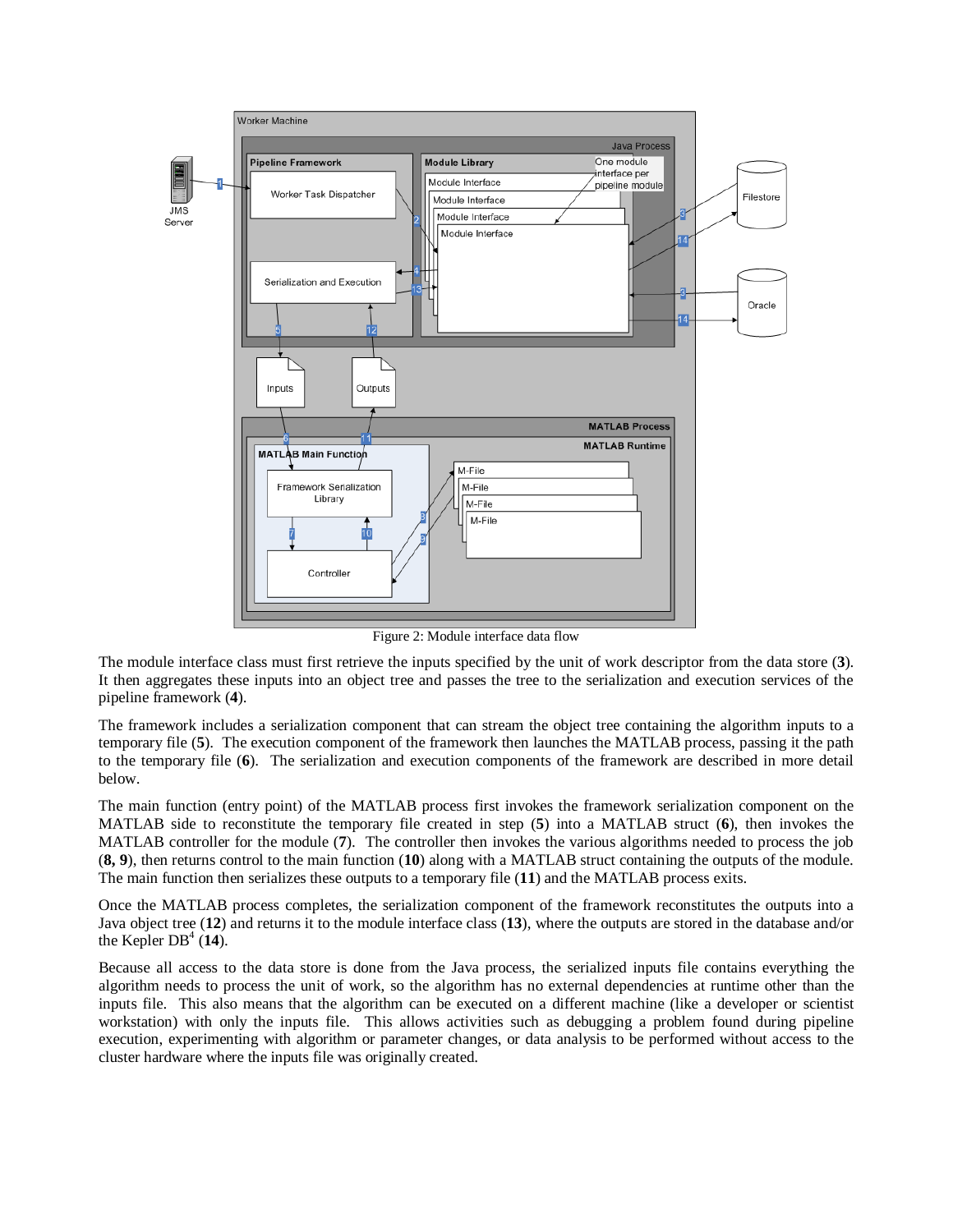Figure 2: Module interface data flow

The module interface class must first retrieve the inputs specified by the unit of work descriptor from the data store (**3**). It then aggregates these inputs into an object tree and passes the tree to the serialization and execution services of the pipeline framework (**4**).

The framework includes a serialization component that can stream the object tree containing the algorithm inputs to a temporary file (**5**). The execution component of the framework then launches the MATLAB process, passing it the path to the temporary file (**6**). The serialization and execution components of the framework are described in more detail below.

The main function (entry point) of the MATLAB process first invokes the framework serialization component on the MATLAB side to reconstitute the temporary file created in step (**5**) into a MATLAB struct (**6**), then invokes the MATLAB controller for the module (**7**). The controller then invokes the various algorithms needed to process the job (**8, 9**), then returns control to the main function (**10**) along with a MATLAB struct containing the outputs of the module. The main function then serializes these outputs to a temporary file (**11**) and the MATLAB process exits.

Once the MATLAB process completes, the serialization component of the framework reconstitutes the outputs into a Java object tree (**12**) and returns it to the module interface class (**13**), where the outputs are stored in the database and/or the Kepler DB[4] (**14**).

Because all access to the data store is done from the Java process, the serialized inputs file contains everything the algorithm needs to process the unit of work, so the algorithm has no external dependencies at runtime other than the inputs file. This also means that the algorithm can be executed on a different machine (like a developer or scientist workstation) with only the inputs file. This allows activities such as debugging a problem found during pipeline execution, experimenting with algorithm or parameter changes, or data analysis to be performed without access to the cluster hardware where the inputs file was originally created.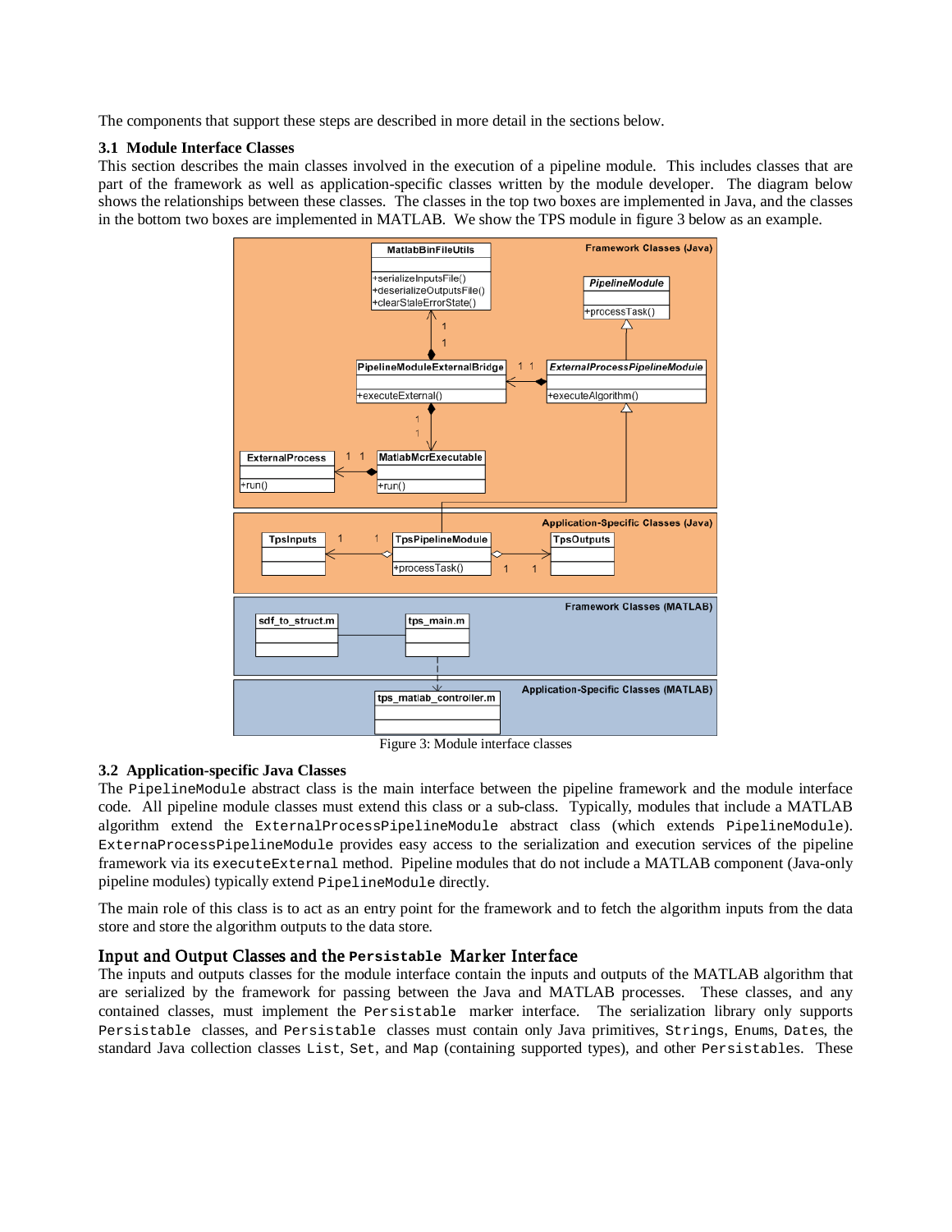The components that support these steps are described in more detail in the sections below.

### 3.1 Module Interface Classes

This section describes the main classes involved in the execution of a pipeline module. This includes classes that are part of the framework as well as application-specific classes written by the module developer. The diagram below shows the relationships between these classes. The classes in the top two boxes are implemented in Java, and the classes in the bottom two boxes are implemented in MATLAB. We show the TPS module in figure 3 below as an example.

Figure 3: Module interface classes

### 3.2 Application-specific Java Classes

The `PipelineModule` abstract class is the main interface between the pipeline framework and the module interface code. All pipeline module classes must extend this class or a sub-class. Typically, modules that include a MATLAB algorithm extend the `ExternalProcessPipelineModule` abstract class (which extends `PipelineModule`). `ExternaProcessPipelineModule` provides easy access to the serialization and execution services of the pipeline framework via its `executeExternal` method. Pipeline modules that do not include a MATLAB component (Java-only pipeline modules) typically extend `PipelineModule` directly.

The main role of this class is to act as an entry point for the framework and to fetch the algorithm inputs from the data store and store the algorithm outputs to the data store.

#### Input and Output Classes and the `Persistable` Marker Interface

The inputs and outputs classes for the module interface contain the inputs and outputs of the MATLAB algorithm that are serialized by the framework for passing between the Java and MATLAB processes. These classes, and any contained classes, must implement the `Persistable` marker interface. The serialization library only supports `Persistable` classes, and `Persistable` classes must contain only Java primitives, `Strings`, `Enums`, `Dates`, the standard Java collection classes `List`, `Set`, and `Map` (containing supported types), and other `Persistables`. These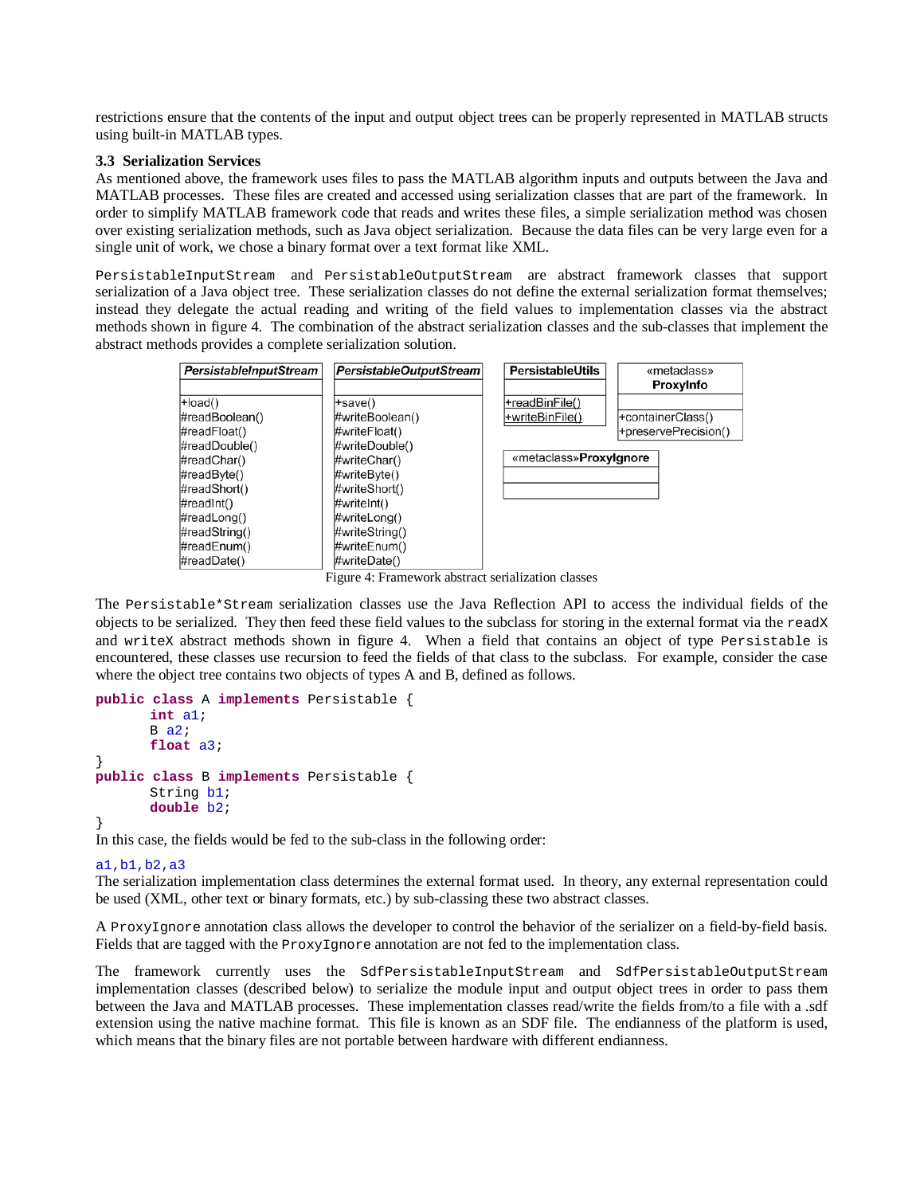restrictions ensure that the contents of the input and output object trees can be properly represented in MATLAB structs using built-in MATLAB types.

### 3.3 Serialization Services

As mentioned above, the framework uses files to pass the MATLAB algorithm inputs and outputs between the Java and MATLAB processes. These files are created and accessed using serialization classes that are part of the framework. In order to simplify MATLAB framework code that reads and writes these files, a simple serialization method was chosen over existing serialization methods, such as Java object serialization. Because the data files can be very large even for a single unit of work, we chose a binary format over a text format like XML.

`PersistableInputStream` and `PersistableOutputStream` are abstract framework classes that support serialization of a Java object tree. These serialization classes do not define the external serialization format themselves; instead they delegate the actual reading and writing of the field values to implementation classes via the abstract methods shown in figure 4. The combination of the abstract serialization classes and the sub-classes that implement the abstract methods provides a complete serialization solution.

| *PersistableInputStream* | *PersistableOutputStream* | **PersistableUtils** | «metaclass» **ProxyInfo** | «metaclass»**ProxyIgnore** |
|---|---|---|---|---|
| +load() | +save() | +readBinFile() | +containerClass() | |
| #readBoolean() | #writeBoolean() | +writeBinFile() | +preservePrecision() | |
| #readFloat() | #writeFloat() | | | |
| #readDouble() | #writeDouble() | | | |
| #readChar() | #writeChar() | | | |
| #readByte() | #writeByte() | | | |
| #readShort() | #writeShort() | | | |
| #readInt() | #writeInt() | | | |
| #readLong() | #writeLong() | | | |
| #readString() | #writeString() | | | |
| #readEnum() | #writeEnum() | | | |
| #readDate() | #writeDate() | | | |

Figure 4: Framework abstract serialization classes

The `Persistable*Stream` serialization classes use the Java Reflection API to access the individual fields of the objects to be serialized. They then feed these field values to the subclass for storing in the external format via the `readX` and `writeX` abstract methods shown in figure 4. When a field that contains an object of type `Persistable` is encountered, these classes use recursion to feed the fields of that class to the subclass. For example, consider the case where the object tree contains two objects of types A and B, defined as follows.

```
public class A implements Persistable {
	int a1;
	B a2;
	float a3;
}
public class B implements Persistable {
	String b1;
	double b2;
}
```

In this case, the fields would be fed to the sub-class in the following order:

```
a1,b1,b2,a3
```

The serialization implementation class determines the external format used. In theory, any external representation could be used (XML, other text or binary formats, etc.) by sub-classing these two abstract classes.

A `ProxyIgnore` annotation class allows the developer to control the behavior of the serializer on a field-by-field basis. Fields that are tagged with the `ProxyIgnore` annotation are not fed to the implementation class.

The framework currently uses the `SdfPersistableInputStream` and `SdfPersistableOutputStream` implementation classes (described below) to serialize the module input and output object trees in order to pass them between the Java and MATLAB processes. These implementation classes read/write the fields from/to a file with a .sdf extension using the native machine format. This file is known as an SDF file. The endianness of the platform is used, which means that the binary files are not portable between hardware with different endianness.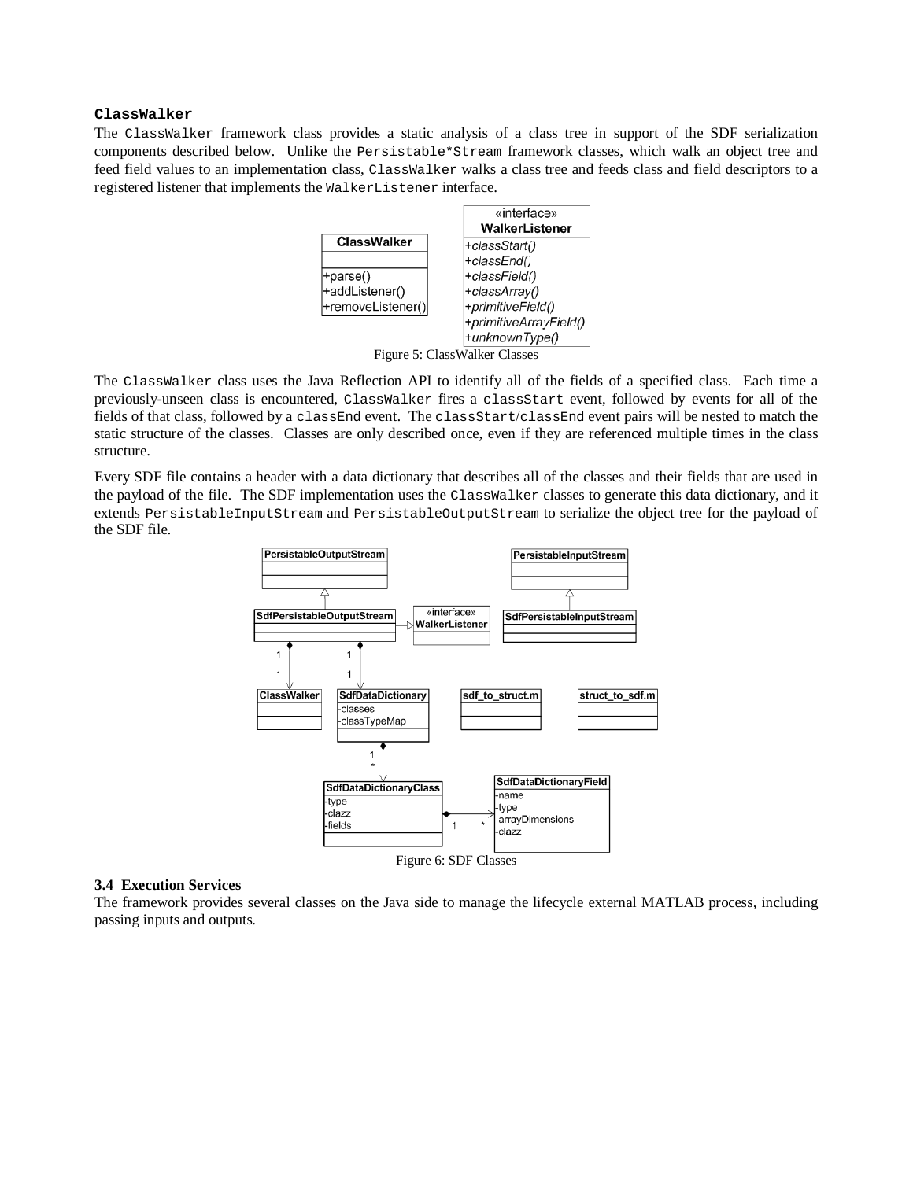**`ClassWalker`**

The `ClassWalker` framework class provides a static analysis of a class tree in support of the SDF serialization components described below. Unlike the `Persistable*Stream` framework classes, which walk an object tree and feed field values to an implementation class, `ClassWalker` walks a class tree and feeds class and field descriptors to a registered listener that implements the `WalkerListener` interface.

Figure 5: ClassWalker Classes

The `ClassWalker` class uses the Java Reflection API to identify all of the fields of a specified class. Each time a previously-unseen class is encountered, `ClassWalker` fires a `classStart` event, followed by events for all of the fields of that class, followed by a `classEnd` event. The `classStart`/`classEnd` event pairs will be nested to match the static structure of the classes. Classes are only described once, even if they are referenced multiple times in the class structure.

Every SDF file contains a header with a data dictionary that describes all of the classes and their fields that are used in the payload of the file. The SDF implementation uses the `ClassWalker` classes to generate this data dictionary, and it extends `PersistableInputStream` and `PersistableOutputStream` to serialize the object tree for the payload of the SDF file.

Figure 6: SDF Classes

### 3.4 Execution Services

The framework provides several classes on the Java side to manage the lifecycle external MATLAB process, including passing inputs and outputs.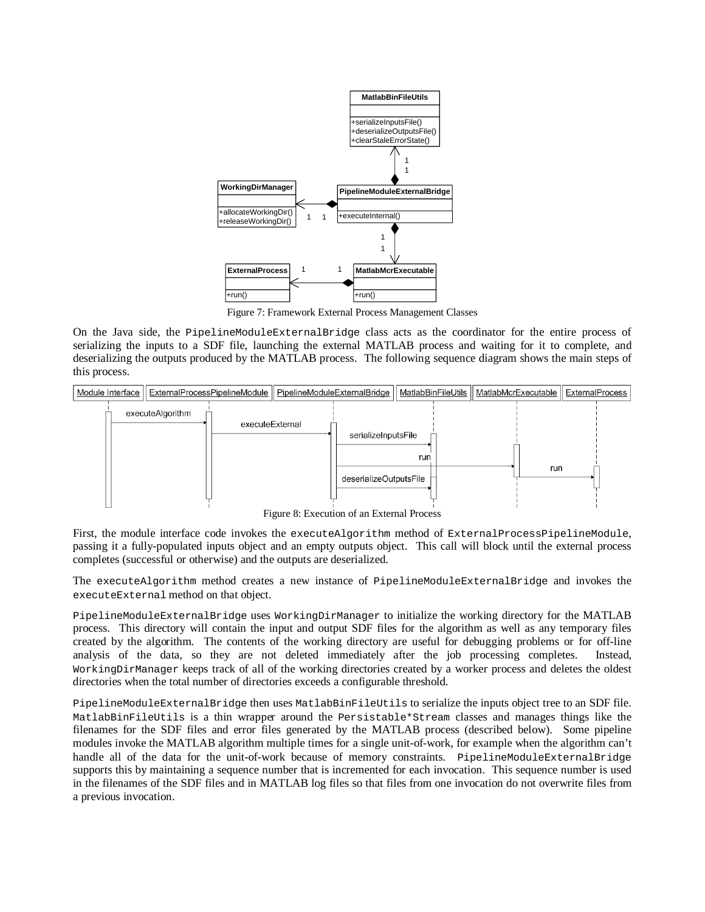Figure 7: Framework External Process Management Classes

On the Java side, the PipelineModuleExternalBridge class acts as the coordinator for the entire process of serializing the inputs to a SDF file, launching the external MATLAB process and waiting for it to complete, and deserializing the outputs produced by the MATLAB process. The following sequence diagram shows the main steps of this process.

Figure 8: Execution of an External Process

First, the module interface code invokes the executeAlgorithm method of ExternalProcessPipelineModule, passing it a fully-populated inputs object and an empty outputs object. This call will block until the external process completes (successful or otherwise) and the outputs are deserialized.

The executeAlgorithm method creates a new instance of PipelineModuleExternalBridge and invokes the executeExternal method on that object.

PipelineModuleExternalBridge uses WorkingDirManager to initialize the working directory for the MATLAB process. This directory will contain the input and output SDF files for the algorithm as well as any temporary files created by the algorithm. The contents of the working directory are useful for debugging problems or for off-line analysis of the data, so they are not deleted immediately after the job processing completes. Instead, WorkingDirManager keeps track of all of the working directories created by a worker process and deletes the oldest directories when the total number of directories exceeds a configurable threshold.

PipelineModuleExternalBridge then uses MatlabBinFileUtils to serialize the inputs object tree to an SDF file. MatlabBinFileUtils is a thin wrapper around the Persistable*Stream classes and manages things like the filenames for the SDF files and error files generated by the MATLAB process (described below). Some pipeline modules invoke the MATLAB algorithm multiple times for a single unit-of-work, for example when the algorithm can't handle all of the data for the unit-of-work because of memory constraints. PipelineModuleExternalBridge supports this by maintaining a sequence number that is incremented for each invocation. This sequence number is used in the filenames of the SDF files and in MATLAB log files so that files from one invocation do not overwrite files from a previous invocation.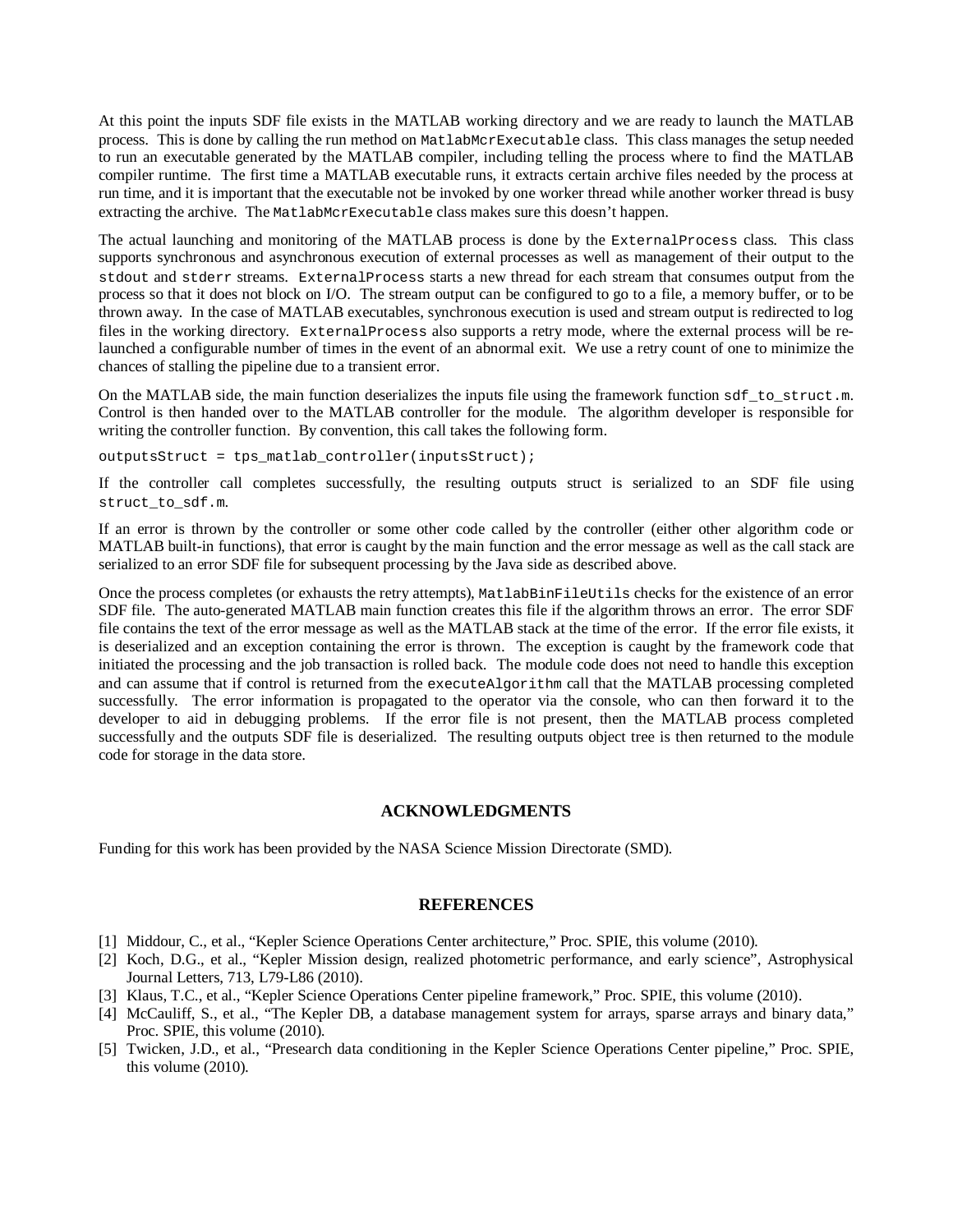At this point the inputs SDF file exists in the MATLAB working directory and we are ready to launch the MATLAB process. This is done by calling the run method on `MatlabMcrExecutable` class. This class manages the setup needed to run an executable generated by the MATLAB compiler, including telling the process where to find the MATLAB compiler runtime. The first time a MATLAB executable runs, it extracts certain archive files needed by the process at run time, and it is important that the executable not be invoked by one worker thread while another worker thread is busy extracting the archive. The `MatlabMcrExecutable` class makes sure this doesn't happen.

The actual launching and monitoring of the MATLAB process is done by the `ExternalProcess` class. This class supports synchronous and asynchronous execution of external processes as well as management of their output to the `stdout` and `stderr` streams. `ExternalProcess` starts a new thread for each stream that consumes output from the process so that it does not block on I/O. The stream output can be configured to go to a file, a memory buffer, or to be thrown away. In the case of MATLAB executables, synchronous execution is used and stream output is redirected to log files in the working directory. `ExternalProcess` also supports a retry mode, where the external process will be re-launched a configurable number of times in the event of an abnormal exit. We use a retry count of one to minimize the chances of stalling the pipeline due to a transient error.

On the MATLAB side, the main function deserializes the inputs file using the framework function `sdf_to_struct.m`. Control is then handed over to the MATLAB controller for the module. The algorithm developer is responsible for writing the controller function. By convention, this call takes the following form.

```
outputsStruct = tps_matlab_controller(inputsStruct);
```

If the controller call completes successfully, the resulting outputs struct is serialized to an SDF file using `struct_to_sdf.m`.

If an error is thrown by the controller or some other code called by the controller (either other algorithm code or MATLAB built-in functions), that error is caught by the main function and the error message as well as the call stack are serialized to an error SDF file for subsequent processing by the Java side as described above.

Once the process completes (or exhausts the retry attempts), `MatlabBinFileUtils` checks for the existence of an error SDF file. The auto-generated MATLAB main function creates this file if the algorithm throws an error. The error SDF file contains the text of the error message as well as the MATLAB stack at the time of the error. If the error file exists, it is deserialized and an exception containing the error is thrown. The exception is caught by the framework code that initiated the processing and the job transaction is rolled back. The module code does not need to handle this exception and can assume that if control is returned from the `executeAlgorithm` call that the MATLAB processing completed successfully. The error information is propagated to the operator via the console, who can then forward it to the developer to aid in debugging problems. If the error file is not present, then the MATLAB process completed successfully and the outputs SDF file is deserialized. The resulting outputs object tree is then returned to the module code for storage in the data store.

## ACKNOWLEDGMENTS

Funding for this work has been provided by the NASA Science Mission Directorate (SMD).

## REFERENCES

[1] Middour, C., et al., "Kepler Science Operations Center architecture," Proc. SPIE, this volume (2010).

[2] Koch, D.G., et al., "Kepler Mission design, realized photometric performance, and early science", Astrophysical Journal Letters, 713, L79-L86 (2010).

[3] Klaus, T.C., et al., "Kepler Science Operations Center pipeline framework," Proc. SPIE, this volume (2010).

[4] McCauliff, S., et al., "The Kepler DB, a database management system for arrays, sparse arrays and binary data," Proc. SPIE, this volume (2010).

[5] Twicken, J.D., et al., "Presearch data conditioning in the Kepler Science Operations Center pipeline," Proc. SPIE, this volume (2010).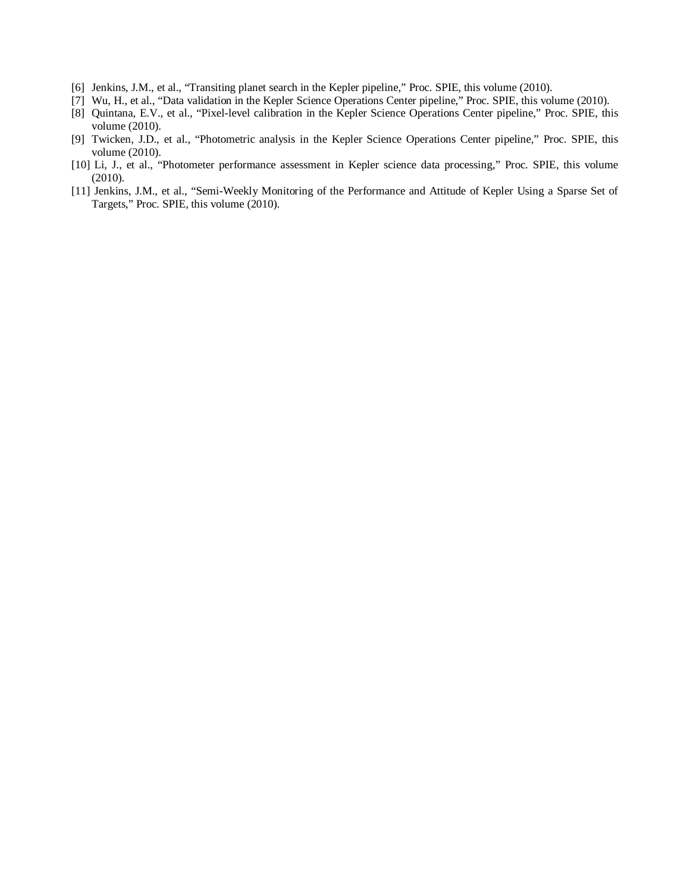[6] Jenkins, J.M., et al., "Transiting planet search in the Kepler pipeline," Proc. SPIE, this volume (2010).

[7] Wu, H., et al., "Data validation in the Kepler Science Operations Center pipeline," Proc. SPIE, this volume (2010).

[8] Quintana, E.V., et al., "Pixel-level calibration in the Kepler Science Operations Center pipeline," Proc. SPIE, this volume (2010).

[9] Twicken, J.D., et al., "Photometric analysis in the Kepler Science Operations Center pipeline," Proc. SPIE, this volume (2010).

[10] Li, J., et al., "Photometer performance assessment in Kepler science data processing," Proc. SPIE, this volume (2010).

[11] Jenkins, J.M., et al., "Semi-Weekly Monitoring of the Performance and Attitude of Kepler Using a Sparse Set of Targets," Proc. SPIE, this volume (2010).